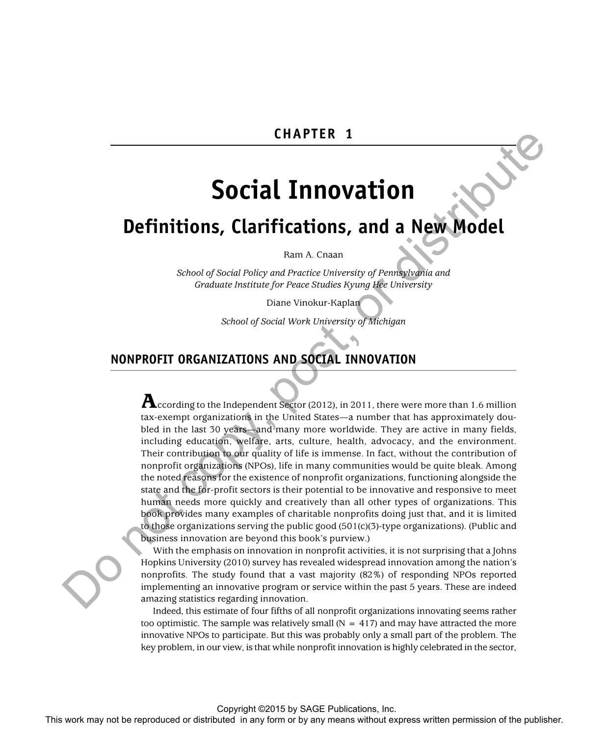# CHAPTER 1

# Social Innovation

## Definitions, Clarifications, and a New Model

Ram A. Cnaan

*School of Social Policy and Practice University of Pennsylvania and Graduate Institute for Peace Studies Kyung Hee University*

Diane Vinokur-Kaplan

*School of Social Work University of Michigan*

## NONPROFIT ORGANIZATIONS AND SOCIAL INNOVATION

According to the Independent Sector (2012), in 2011, there were more than 1.6 million tax-exempt organizations in the United States—a number that has approximately doubled in the last 30 years—and many more worldwide. They are active in many fields, including education, welfare, arts, culture, health, advocacy, and the environment. Their contribution to our quality of life is immense. In fact, without the contribution of nonprofit organizations (NPOs), life in many communities would be quite bleak. Among the noted reasons for the existence of nonprofit organizations, functioning alongside the state and the for-profit sectors is their potential to be innovative and responsive to meet human needs more quickly and creatively than all other types of organizations. This book provides many examples of charitable nonprofits doing just that, and it is limited to those organizations serving the public good (501(c)(3)-type organizations). (Public and business innovation are beyond this book's purview.)

With the emphasis on innovation in nonprofit activities, it is not surprising that a Johns Hopkins University (2010) survey has revealed widespread innovation among the nation's nonprofits. The study found that a vast majority (82%) of responding NPOs reported implementing an innovative program or service within the past 5 years. These are indeed amazing statistics regarding innovation.

Indeed, this estimate of four fifths of all nonprofit organizations innovating seems rather too optimistic. The sample was relatively small (N = 417) and may have attracted the more innovative NPOs to participate. But this was probably only a small part of the problem. The key problem, in our view, is that while nonprofit innovation is highly celebrated in the sector,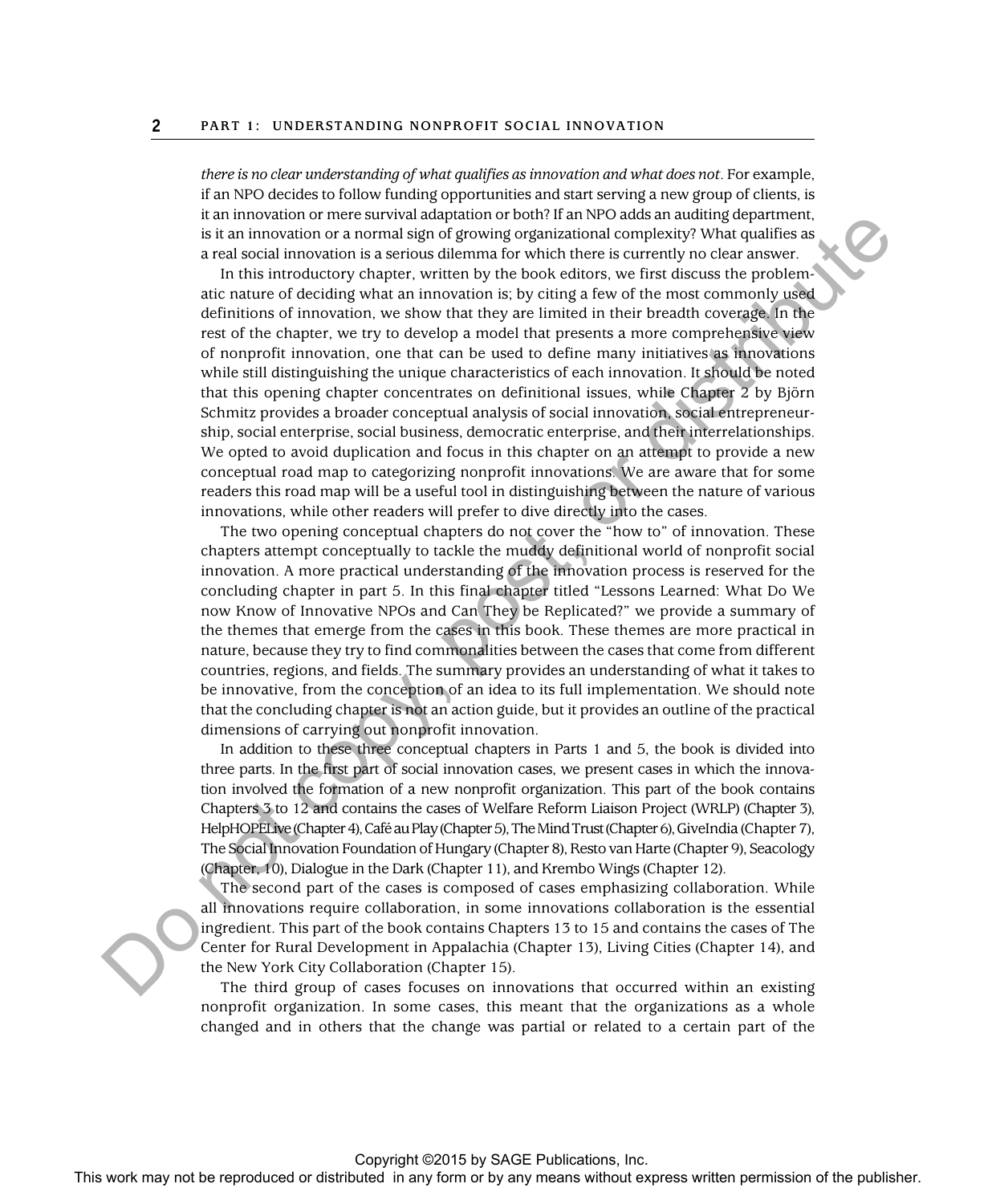*there is no clear understanding of what qualifies as innovation and what does not*. For example, if an NPO decides to follow funding opportunities and start serving a new group of clients, is it an innovation or mere survival adaptation or both? If an NPO adds an auditing department, is it an innovation or a normal sign of growing organizational complexity? What qualifies as a real social innovation is a serious dilemma for which there is currently no clear answer.

In this introductory chapter, written by the book editors, we first discuss the problematic nature of deciding what an innovation is; by citing a few of the most commonly used definitions of innovation, we show that they are limited in their breadth coverage. In the rest of the chapter, we try to develop a model that presents a more comprehensive view of nonprofit innovation, one that can be used to define many initiatives as innovations while still distinguishing the unique characteristics of each innovation. It should be noted that this opening chapter concentrates on definitional issues, while Chapter 2 by Björn Schmitz provides a broader conceptual analysis of social innovation, social entrepreneurship, social enterprise, social business, democratic enterprise, and their interrelationships. We opted to avoid duplication and focus in this chapter on an attempt to provide a new conceptual road map to categorizing nonprofit innovations. We are aware that for some readers this road map will be a useful tool in distinguishing between the nature of various innovations, while other readers will prefer to dive directly into the cases.

The two opening conceptual chapters do not cover the "how to" of innovation. These chapters attempt conceptually to tackle the muddy definitional world of nonprofit social innovation. A more practical understanding of the innovation process is reserved for the concluding chapter in part 5. In this final chapter titled "Lessons Learned: What Do We now Know of Innovative NPOs and Can They be Replicated?" we provide a summary of the themes that emerge from the cases in this book. These themes are more practical in nature, because they try to find commonalities between the cases that come from different countries, regions, and fields. The summary provides an understanding of what it takes to be innovative, from the conception of an idea to its full implementation. We should note that the concluding chapter is not an action guide, but it provides an outline of the practical dimensions of carrying out nonprofit innovation.

In addition to these three conceptual chapters in Parts 1 and 5, the book is divided into three parts. In the first part of social innovation cases, we present cases in which the innovation involved the formation of a new nonprofit organization. This part of the book contains Chapters 3 to 12 and contains the cases of Welfare Reform Liaison Project (WRLP) (Chapter 3), HelpHOPELive (Chapter 4), Café au Play (Chapter 5), The Mind Trust (Chapter 6), GiveIndia (Chapter 7), The Social Innovation Foundation of Hungary (Chapter 8), Resto van Harte (Chapter 9), Seacology (Chapter, 10), Dialogue in the Dark (Chapter 11), and Krembo Wings (Chapter 12).

The second part of the cases is composed of cases emphasizing collaboration. While all innovations require collaboration, in some innovations collaboration is the essential ingredient. This part of the book contains Chapters 13 to 15 and contains the cases of The Center for Rural Development in Appalachia (Chapter 13), Living Cities (Chapter 14), and the New York City Collaboration (Chapter 15).

The third group of cases focuses on innovations that occurred within an existing nonprofit organization. In some cases, this meant that the organizations as a whole changed and in others that the change was partial or related to a certain part of the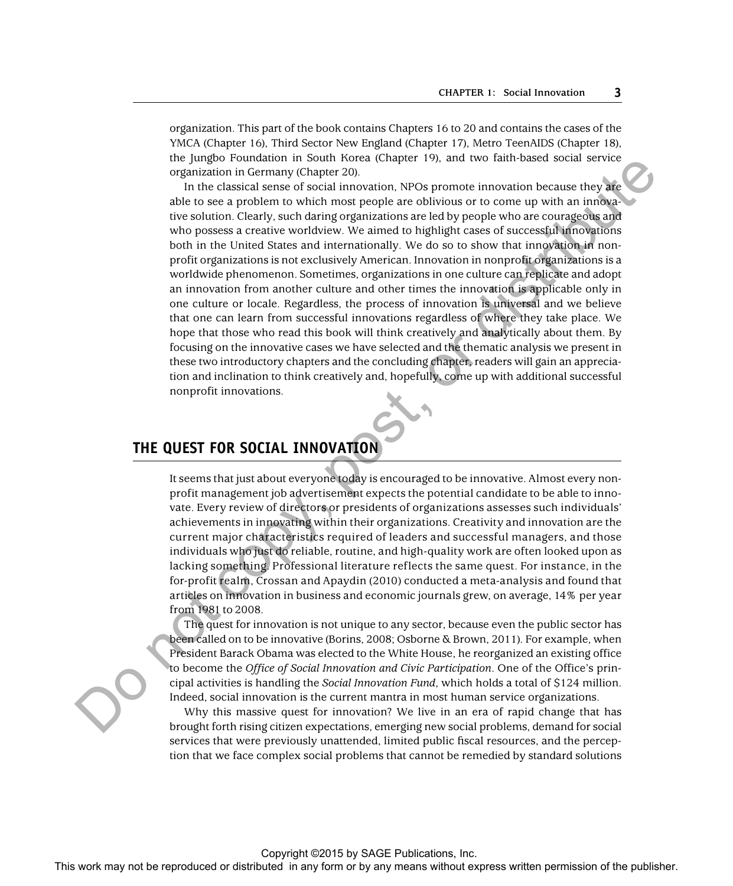organization. This part of the book contains Chapters 16 to 20 and contains the cases of the YMCA (Chapter 16), Third Sector New England (Chapter 17), Metro TeenAIDS (Chapter 18), the Jungbo Foundation in South Korea (Chapter 19), and two faith-based social service organization in Germany (Chapter 20).

In the classical sense of social innovation, NPOs promote innovation because they are able to see a problem to which most people are oblivious or to come up with an innovative solution. Clearly, such daring organizations are led by people who are courageous and who possess a creative worldview. We aimed to highlight cases of successful innovations both in the United States and internationally. We do so to show that innovation in nonprofit organizations is not exclusively American. Innovation in nonprofit organizations is a worldwide phenomenon. Sometimes, organizations in one culture can replicate and adopt an innovation from another culture and other times the innovation is applicable only in one culture or locale. Regardless, the process of innovation is universal and we believe that one can learn from successful innovations regardless of where they take place. We hope that those who read this book will think creatively and analytically about them. By focusing on the innovative cases we have selected and the thematic analysis we present in these two introductory chapters and the concluding chapter, readers will gain an appreciation and inclination to think creatively and, hopefully, come up with additional successful nonprofit innovations.

## THE QUEST FOR SOCIAL INNOVATION

It seems that just about everyone today is encouraged to be innovative. Almost every nonprofit management job advertisement expects the potential candidate to be able to innovate. Every review of directors or presidents of organizations assesses such individuals' achievements in innovating within their organizations. Creativity and innovation are the current major characteristics required of leaders and successful managers, and those individuals who just do reliable, routine, and high-quality work are often looked upon as lacking something. Professional literature reflects the same quest. For instance, in the for-profit realm, Crossan and Apaydin (2010) conducted a meta-analysis and found that articles on innovation in business and economic journals grew, on average, 14% per year from 1981 to 2008.

The quest for innovation is not unique to any sector, because even the public sector has been called on to be innovative (Borins, 2008; Osborne & Brown, 2011). For example, when President Barack Obama was elected to the White House, he reorganized an existing office to become the *Office of Social Innovation and Civic Participation*. One of the Office's principal activities is handling the *Social Innovation Fund*, which holds a total of $124 million. Indeed, social innovation is the current mantra in most human service organizations.

Why this massive quest for innovation? We live in an era of rapid change that has brought forth rising citizen expectations, emerging new social problems, demand for social services that were previously unattended, limited public fiscal resources, and the perception that we face complex social problems that cannot be remedied by standard solutions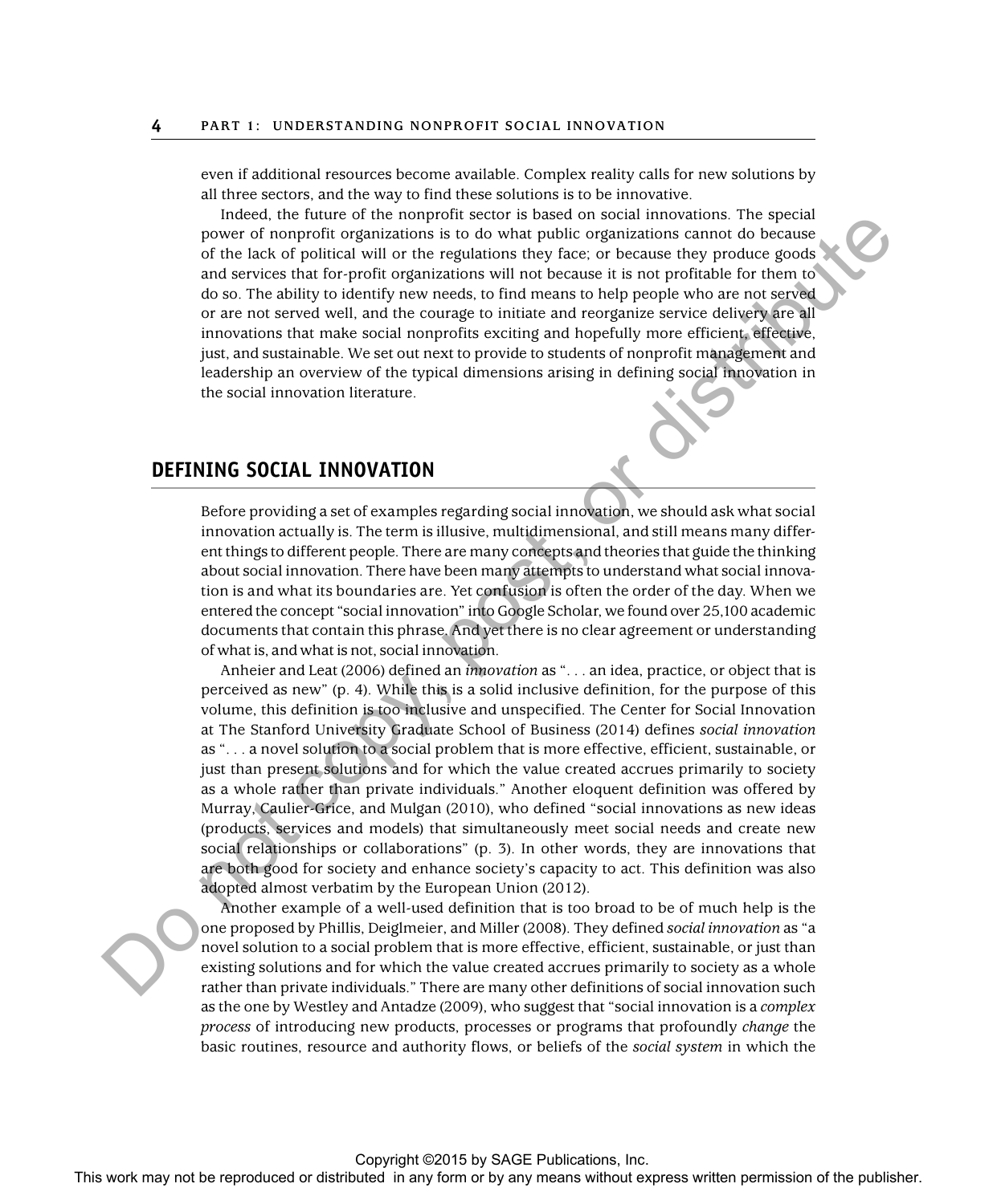even if additional resources become available. Complex reality calls for new solutions by all three sectors, and the way to find these solutions is to be innovative.

Indeed, the future of the nonprofit sector is based on social innovations. The special power of nonprofit organizations is to do what public organizations cannot do because of the lack of political will or the regulations they face; or because they produce goods and services that for-profit organizations will not because it is not profitable for them to do so. The ability to identify new needs, to find means to help people who are not served or are not served well, and the courage to initiate and reorganize service delivery are all innovations that make social nonprofits exciting and hopefully more efficient, effective, just, and sustainable. We set out next to provide to students of nonprofit management and leadership an overview of the typical dimensions arising in defining social innovation in the social innovation literature.

## DEFINING SOCIAL INNOVATION

Before providing a set of examples regarding social innovation, we should ask what social innovation actually is. The term is illusive, multidimensional, and still means many different things to different people. There are many concepts and theories that guide the thinking about social innovation. There have been many attempts to understand what social innovation is and what its boundaries are. Yet confusion is often the order of the day. When we entered the concept "social innovation" into Google Scholar, we found over 25,100 academic documents that contain this phrase. And yet there is no clear agreement or understanding of what is, and what is not, social innovation.

Anheier and Leat (2006) defined an *innovation* as ". . . an idea, practice, or object that is perceived as new" (p. 4). While this is a solid inclusive definition, for the purpose of this volume, this definition is too inclusive and unspecified. The Center for Social Innovation at The Stanford University Graduate School of Business (2014) defines *social innovation* as ". . . a novel solution to a social problem that is more effective, efficient, sustainable, or just than present solutions and for which the value created accrues primarily to society as a whole rather than private individuals." Another eloquent definition was offered by Murray, Caulier-Grice, and Mulgan (2010), who defined "social innovations as new ideas (products, services and models) that simultaneously meet social needs and create new social relationships or collaborations" (p. 3). In other words, they are innovations that are both good for society and enhance society's capacity to act. This definition was also adopted almost verbatim by the European Union (2012).

Another example of a well-used definition that is too broad to be of much help is the one proposed by Phillis, Deiglmeier, and Miller (2008). They defined *social innovation* as "a novel solution to a social problem that is more effective, efficient, sustainable, or just than existing solutions and for which the value created accrues primarily to society as a whole rather than private individuals." There are many other definitions of social innovation such as the one by Westley and Antadze (2009), who suggest that "social innovation is a *complex process* of introducing new products, processes or programs that profoundly *change* the basic routines, resource and authority flows, or beliefs of the *social system* in which the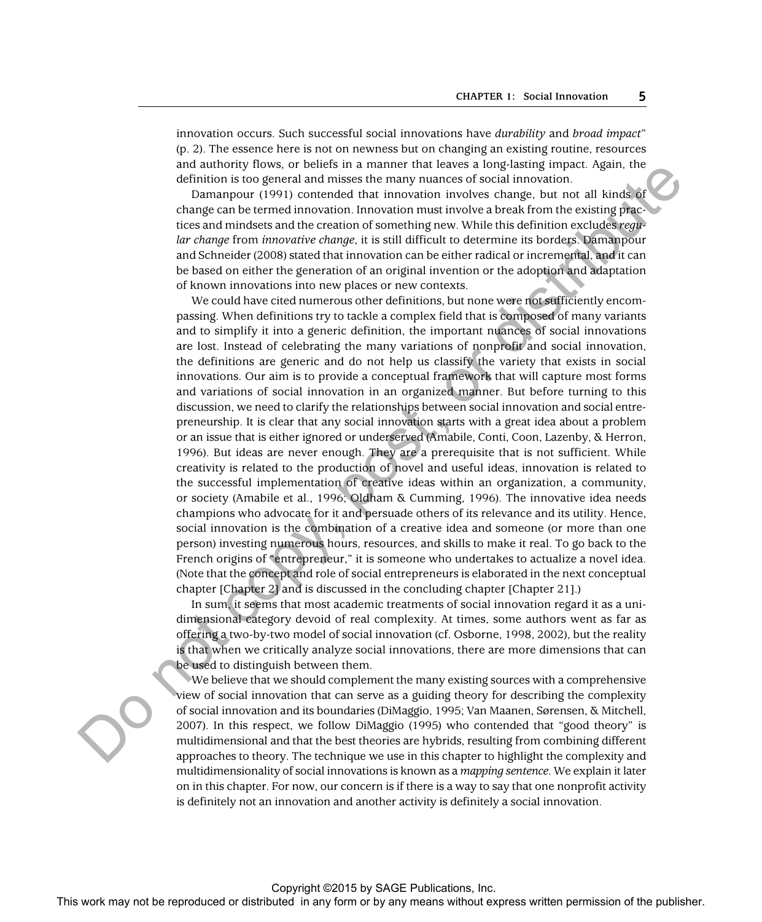innovation occurs. Such successful social innovations have *durability* and *broad impact*" (p. 2). The essence here is not on newness but on changing an existing routine, resources and authority flows, or beliefs in a manner that leaves a long-lasting impact. Again, the definition is too general and misses the many nuances of social innovation.

Damanpour (1991) contended that innovation involves change, but not all kinds of change can be termed innovation. Innovation must involve a break from the existing practices and mindsets and the creation of something new. While this definition excludes *regular change* from *innovative change*, it is still difficult to determine its borders. Damanpour and Schneider (2008) stated that innovation can be either radical or incremental, and it can be based on either the generation of an original invention or the adoption and adaptation of known innovations into new places or new contexts.

We could have cited numerous other definitions, but none were not sufficiently encompassing. When definitions try to tackle a complex field that is composed of many variants and to simplify it into a generic definition, the important nuances of social innovations are lost. Instead of celebrating the many variations of nonprofit and social innovation, the definitions are generic and do not help us classify the variety that exists in social innovations. Our aim is to provide a conceptual framework that will capture most forms and variations of social innovation in an organized manner. But before turning to this discussion, we need to clarify the relationships between social innovation and social entrepreneurship. It is clear that any social innovation starts with a great idea about a problem or an issue that is either ignored or underserved (Amabile, Conti, Coon, Lazenby, & Herron, 1996). But ideas are never enough. They are a prerequisite that is not sufficient. While creativity is related to the production of novel and useful ideas, innovation is related to the successful implementation of creative ideas within an organization, a community, or society (Amabile et al., 1996; Oldham & Cumming, 1996). The innovative idea needs champions who advocate for it and persuade others of its relevance and its utility. Hence, social innovation is the combination of a creative idea and someone (or more than one person) investing numerous hours, resources, and skills to make it real. To go back to the French origins of "entrepreneur," it is someone who undertakes to actualize a novel idea. (Note that the concept and role of social entrepreneurs is elaborated in the next conceptual chapter [Chapter 2] and is discussed in the concluding chapter [Chapter 21].)

In sum, it seems that most academic treatments of social innovation regard it as a unidimensional category devoid of real complexity. At times, some authors went as far as offering a two-by-two model of social innovation (cf. Osborne, 1998, 2002), but the reality is that when we critically analyze social innovations, there are more dimensions that can be used to distinguish between them.

We believe that we should complement the many existing sources with a comprehensive view of social innovation that can serve as a guiding theory for describing the complexity of social innovation and its boundaries (DiMaggio, 1995; Van Maanen, Sørensen, & Mitchell, 2007). In this respect, we follow DiMaggio (1995) who contended that "good theory" is multidimensional and that the best theories are hybrids, resulting from combining different approaches to theory. The technique we use in this chapter to highlight the complexity and multidimensionality of social innovations is known as a *mapping sentence*. We explain it later on in this chapter. For now, our concern is if there is a way to say that one nonprofit activity is definitely not an innovation and another activity is definitely a social innovation.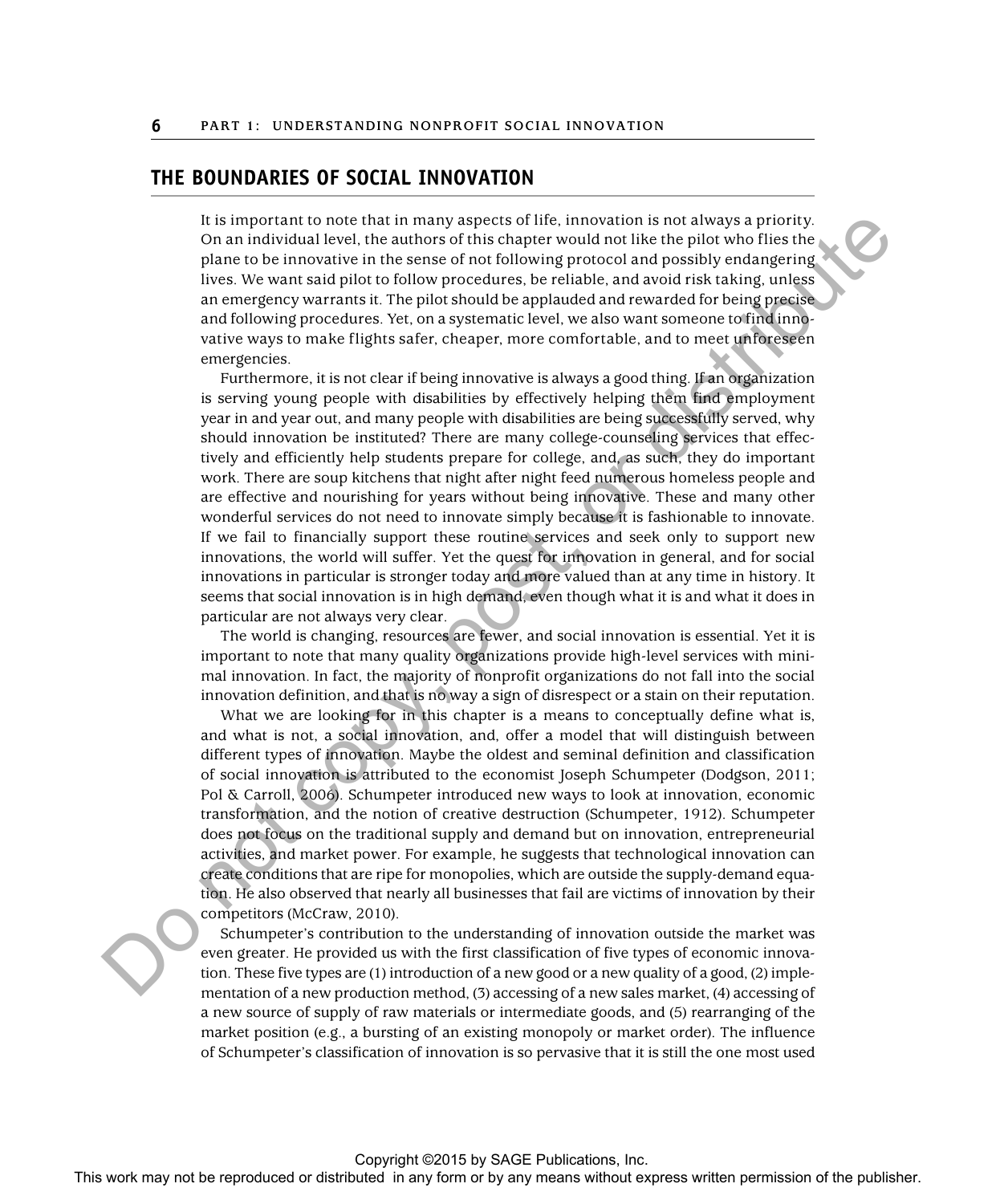## THE BOUNDARIES OF SOCIAL INNOVATION

It is important to note that in many aspects of life, innovation is not always a priority. On an individual level, the authors of this chapter would not like the pilot who flies the plane to be innovative in the sense of not following protocol and possibly endangering lives. We want said pilot to follow procedures, be reliable, and avoid risk taking, unless an emergency warrants it. Yet the pilot should be applauded and rewarded for being precise and following procedures. Yet, on a systematic level, we also want someone to find innovative ways to make flights safer, cheaper, more comfortable, and to meet unforeseen emergencies.

Furthermore, it is not clear if being innovative is always a good thing. If an organization is serving young people with disabilities by effectively helping them find employment year in and year out, and many people with disabilities are being successfully served, why should innovation be instituted? There are many college-counseling services that effectively and efficiently help students prepare for college, and, as such, they do important work. There are soup kitchens that night after night feed numerous homeless people and are effective and nourishing for years without being innovative. These and many other wonderful services do not need to innovate simply because it is fashionable to innovate. If we fail to financially support these routine services and seek only to support new innovations, the world will suffer. Yet the quest for innovation in general, and for social innovations in particular is stronger today and more valued than at any time in history. It seems that social innovation is in high demand, even though what it is and what it does in particular are not always very clear.

The world is changing, resources are fewer, and social innovation is essential. Yet it is important to note that many quality organizations provide high-level services with minimal innovation. In fact, the majority of nonprofit organizations do not fall into the social innovation definition, and that is no way a sign of disrespect or a stain on their reputation.

What we are looking for in this chapter is a means to conceptually define what is, and what is not, a social innovation, and, offer a model that will distinguish between different types of innovation. Maybe the oldest and seminal definition and classification of social innovation is attributed to the economist Joseph Schumpeter (Dodgson, 2011; Pol & Carroll, 2006). Schumpeter introduced new ways to look at innovation, economic transformation, and the notion of creative destruction (Schumpeter, 1912). Schumpeter does not focus on the traditional supply and demand but on innovation, entrepreneurial activities, and market power. For example, he suggests that technological innovation can create conditions that are ripe for monopolies, which are outside the supply-demand equation. He also observed that nearly all businesses that fail are victims of innovation by their competitors (McCraw, 2010).

Schumpeter's contribution to the understanding of innovation outside the market was even greater. He provided us with the first classification of five types of economic innovation. These five types are (1) introduction of a new good or a new quality of a good, (2) implementation of a new production method, (3) accessing of a new sales market, (4) accessing of a new source of supply of raw materials or intermediate goods, and (5) rearranging of the market position (e.g., a bursting of an existing monopoly or market order). The influence of Schumpeter's classification of innovation is so pervasive that it is still the one most used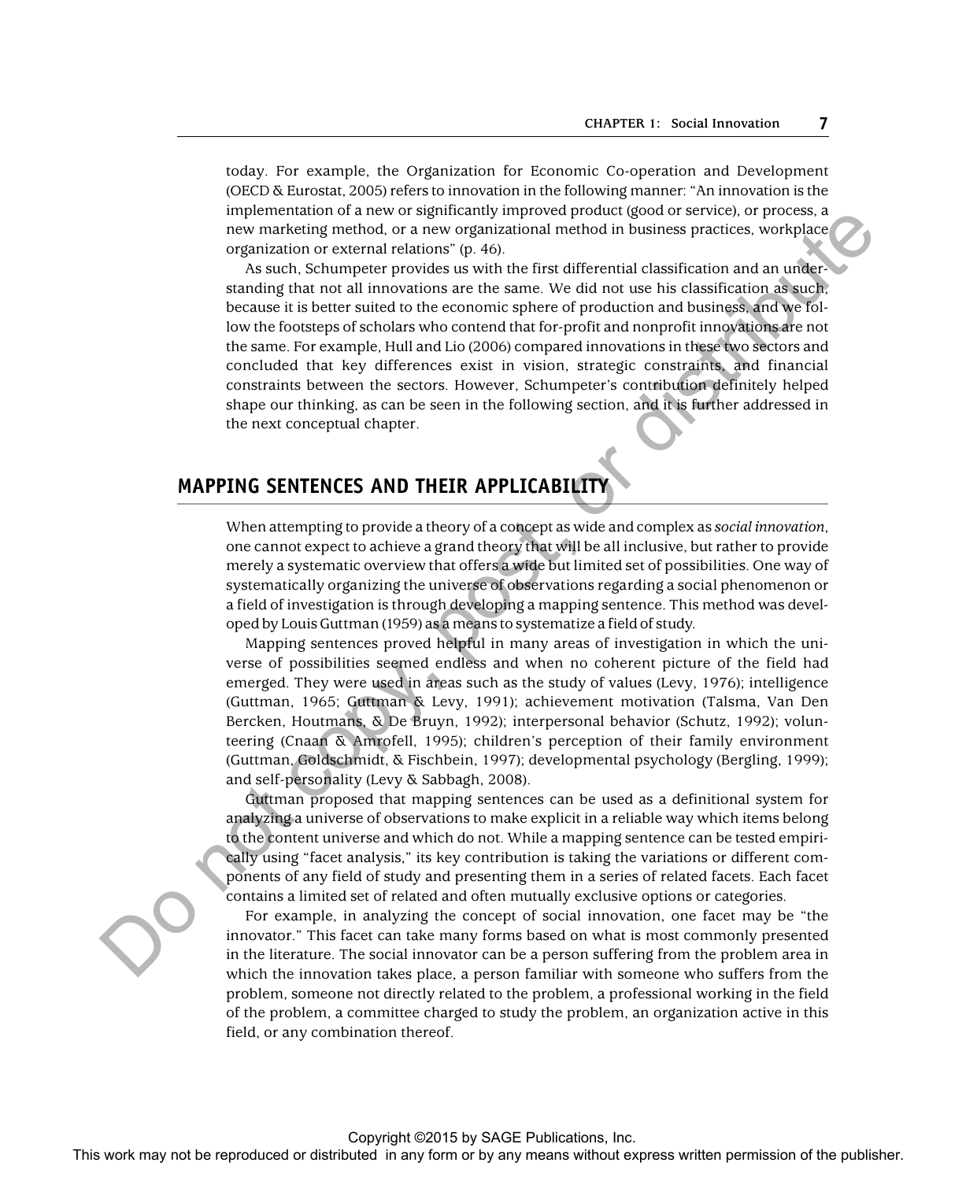today. For example, the Organization for Economic Co-operation and Development (OECD & Eurostat, 2005) refers to innovation in the following manner: "An innovation is the implementation of a new or significantly improved product (good or service), or process, a new marketing method, or a new organizational method in business practices, workplace organization or external relations" (p. 46).

As such, Schumpeter provides us with the first differential classification and an understanding that not all innovations are the same. We did not use his classification as such, because it is better suited to the economic sphere of production and business, and we follow the footsteps of scholars who contend that for-profit and nonprofit innovations are not the same. For example, Hull and Lio (2006) compared innovations in these two sectors and concluded that key differences exist in vision, strategic constraints, and financial constraints between the sectors. However, Schumpeter's contribution definitely helped shape our thinking, as can be seen in the following section, and it is further addressed in the next conceptual chapter.

## MAPPING SENTENCES AND THEIR APPLICABILITY

When attempting to provide a theory of a concept as wide and complex as *social innovation*, one cannot expect to achieve a grand theory that will be all inclusive, but rather to provide merely a systematic overview that offers a wide but limited set of possibilities. One way of systematically organizing the universe of observations regarding a social phenomenon or a field of investigation is through developing a mapping sentence. This method was developed by Louis Guttman (1959) as a means to systematize a field of study.

Mapping sentences proved helpful in many areas of investigation in which the universe of possibilities seemed endless and when no coherent picture of the field had emerged. They were used in areas such as the study of values (Levy, 1976); intelligence (Guttman, 1965; Guttman & Levy, 1991); achievement motivation (Talsma, Van Den Bercken, Houtmans, & De Bruyn, 1992); interpersonal behavior (Schutz, 1992); volunteering (Cnaan & Amrofell, 1995); children's perception of their family environment (Guttman, Goldschmidt, & Fischbein, 1997); developmental psychology (Bergling, 1999); and self-personality (Levy & Sabbagh, 2008).

Guttman proposed that mapping sentences can be used as a definitional system for analyzing a universe of observations to make explicit in a reliable way which items belong to the content universe and which do not. While a mapping sentence can be tested empirically using "facet analysis," its key contribution is taking the variations or different components of any field of study and presenting them in a series of related facets. Each facet contains a limited set of related and often mutually exclusive options or categories.

For example, in analyzing the concept of social innovation, one facet may be "the innovator." This facet can take many forms based on what is most commonly presented in the literature. The social innovator can be a person suffering from the problem area in which the innovation takes place, a person familiar with someone who suffers from the problem, someone not directly related to the problem, a professional working in the field of the problem, a committee charged to study the problem, an organization active in this field, or any combination thereof.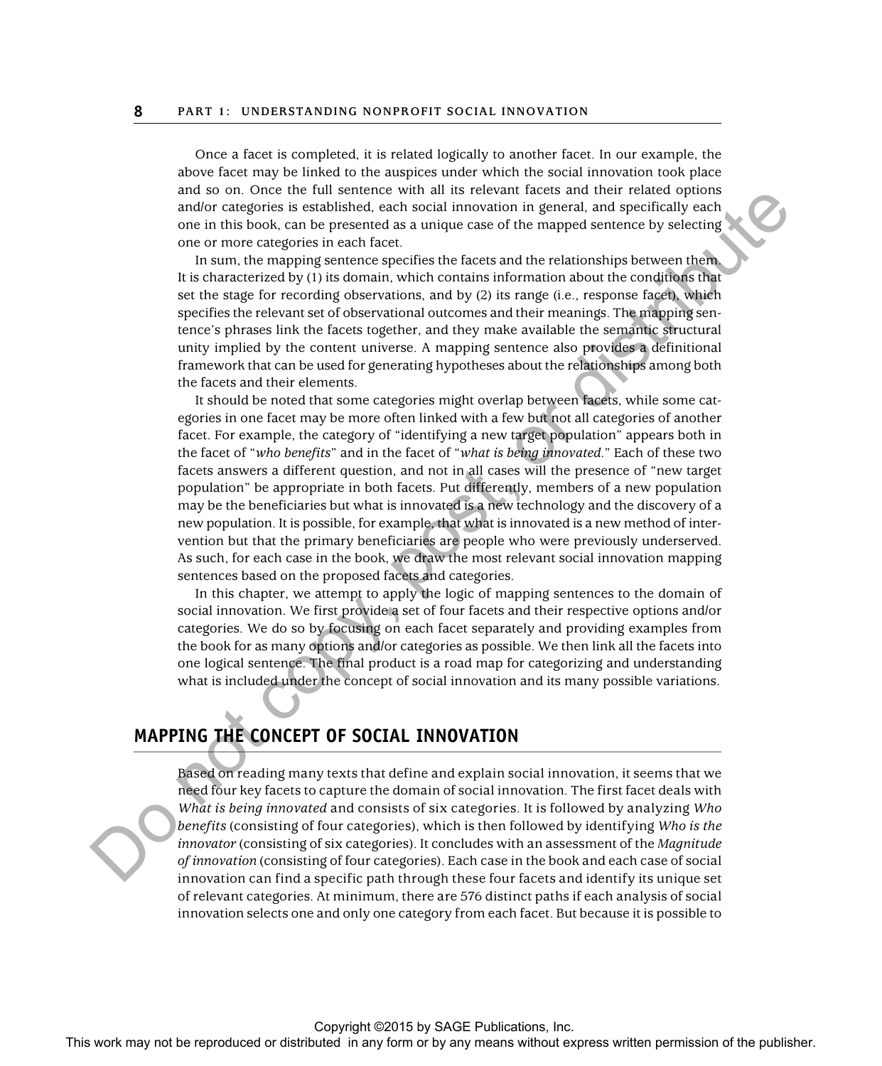Once a facet is completed, it is related logically to another facet. In our example, the above facet may be linked to the auspices under which the social innovation took place and so on. Once the full sentence with all its relevant facets and their related options and/or categories is established, each social innovation in general, and specifically each one in this book, can be presented as a unique case of the mapped sentence by selecting one or more categories in each facet.

In sum, the mapping sentence specifies the facets and the relationships between them. It is characterized by (1) its domain, which contains information about the conditions that set the stage for recording observations, and by (2) its range (i.e., response facet), which specifies the relevant set of observational outcomes and their meanings. The mapping sentence's phrases link the facets together, and they make available the semantic structural unity implied by the content universe. A mapping sentence also provides a definitional framework that can be used for generating hypotheses about the relationships among both the facets and their elements.

It should be noted that some categories might overlap between facets, while some categories in one facet may be more often linked with a few but not all categories of another facet. For example, the category of "identifying a new target population" appears both in the facet of "*who benefits*" and in the facet of "*what is being innovated*." Each of these two facets answers a different question, and not in all cases will the presence of "new target population" be appropriate in both facets. Put differently, members of a new population may be the beneficiaries but what is innovated is a new technology and the discovery of a new population. It is possible, for example, that what is innovated is a new method of intervention but that the primary beneficiaries are people who were previously underserved. As such, for each case in the book, we draw the most relevant social innovation mapping sentences based on the proposed facets and categories.

In this chapter, we attempt to apply the logic of mapping sentences to the domain of social innovation. We first provide a set of four facets and their respective options and/or categories. We do so by focusing on each facet separately and providing examples from the book for as many options and/or categories as possible. We then link all the facets into one logical sentence. The final product is a road map for categorizing and understanding what is included under the concept of social innovation and its many possible variations.

## MAPPING THE CONCEPT OF SOCIAL INNOVATION

Based on reading many texts that define and explain social innovation, it seems that we need four key facets to capture the domain of social innovation. The first facet deals with *What is being innovated* and consists of six categories. It is followed by analyzing *Who benefits* (consisting of four categories), which is then followed by identifying *Who is the innovator* (consisting of six categories). It concludes with an assessment of the *Magnitude of innovation* (consisting of four categories). Each case in the book and each case of social innovation can find a specific path through these four facets and identify its unique set of relevant categories. At minimum, there are 576 distinct paths if each analysis of social innovation selects one and only one category from each facet. But because it is possible to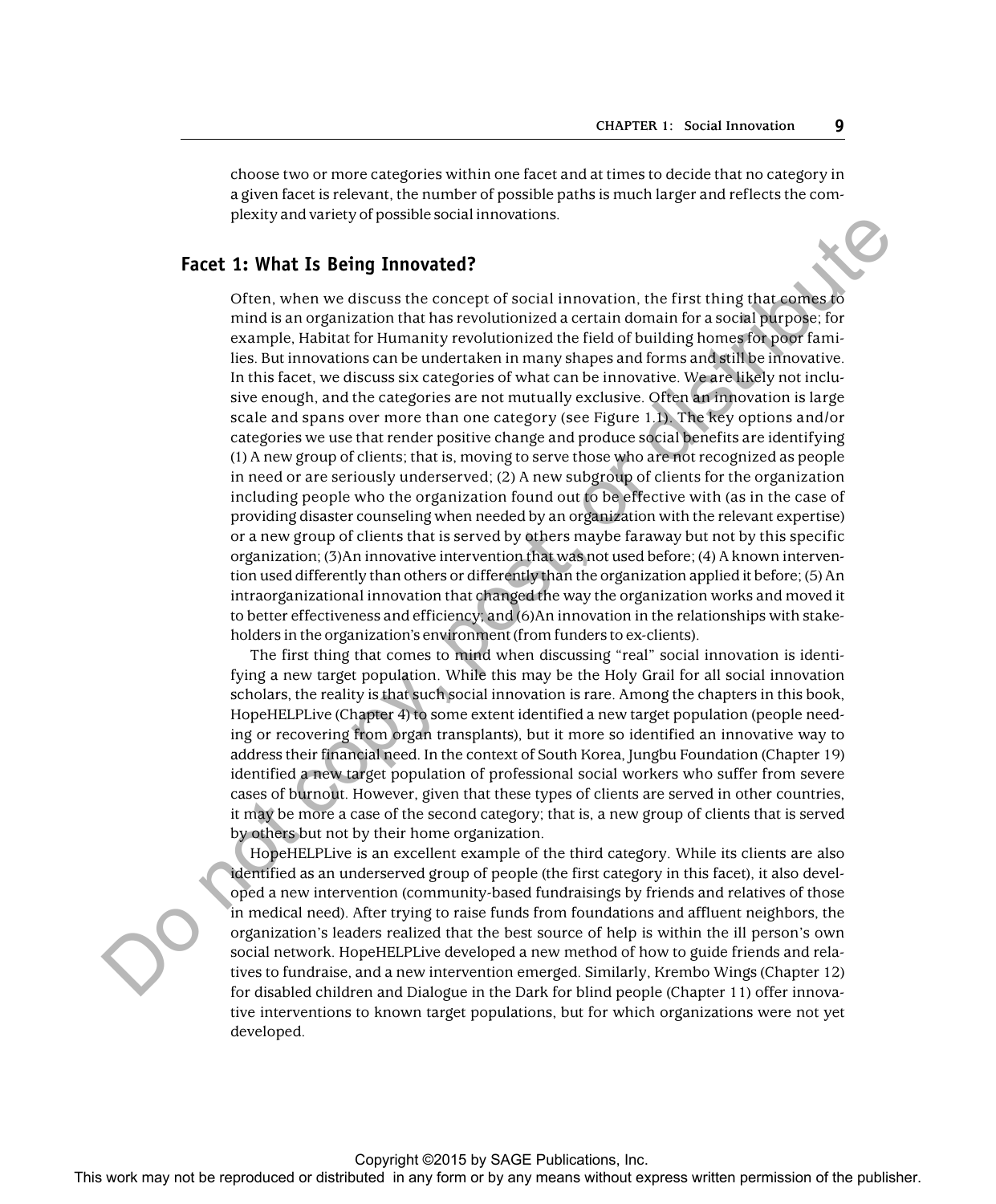choose two or more categories within one facet and at times to decide that no category in a given facet is relevant, the number of possible paths is much larger and reflects the complexity and variety of possible social innovations.

## Facet 1: What Is Being Innovated?

Often, when we discuss the concept of social innovation, the first thing that comes to mind is an organization that has revolutionized a certain domain for a social purpose; for example, Habitat for Humanity revolutionized the field of building homes for poor families. But innovations can be undertaken in many shapes and forms and still be innovative. In this facet, we discuss six categories of what can be innovative. We are likely not inclusive enough, and the categories are not mutually exclusive. Often an innovation is large scale and spans over more than one category (see Figure 1.1). The key options and/or categories we use that render positive change and produce social benefits are identifying (1) A new group of clients; that is, moving to serve those who are not recognized as people in need or are seriously underserved; (2) A new subgroup of clients for the organization including people who the organization found out to be effective with (as in the case of providing disaster counseling when needed by an organization with the relevant expertise) or a new group of clients that is served by others maybe faraway but not by this specific organization; (3)An innovative intervention that was not used before; (4) A known intervention used differently than others or differently than the organization applied it before; (5) An intraorganizational innovation that changed the way the organization works and moved it to better effectiveness and efficiency; and (6)An innovation in the relationships with stakeholders in the organization's environment (from funders to ex-clients).

The first thing that comes to mind when discussing "real" social innovation is identifying a new target population. While this may be the Holy Grail for all social innovation scholars, the reality is that such social innovation is rare. Among the chapters in this book, HopeHELPLive (Chapter 4) to some extent identified a new target population (people needing or recovering from organ transplants), but it more so identified an innovative way to address their financial need. In the context of South Korea, Jungbu Foundation (Chapter 19) identified a new target population of professional social workers who suffer from severe cases of burnout. However, given that these types of clients are served in other countries, it may be more a case of the second category; that is, a new group of clients that is served by others but not by their home organization.

HopeHELPLive is an excellent example of the third category. While its clients are also identified as an underserved group of people (the first category in this facet), it also developed a new intervention (community-based fundraisings by friends and relatives of those in medical need). After trying to raise funds from foundations and affluent neighbors, the organization's leaders realized that the best source of help is within the ill person's own social network. HopeHELPLive developed a new method of how to guide friends and relatives to fundraise, and a new intervention emerged. Similarly, Krembo Wings (Chapter 12) for disabled children and Dialogue in the Dark for blind people (Chapter 11) offer innovative interventions to known target populations, but for which organizations were not yet developed.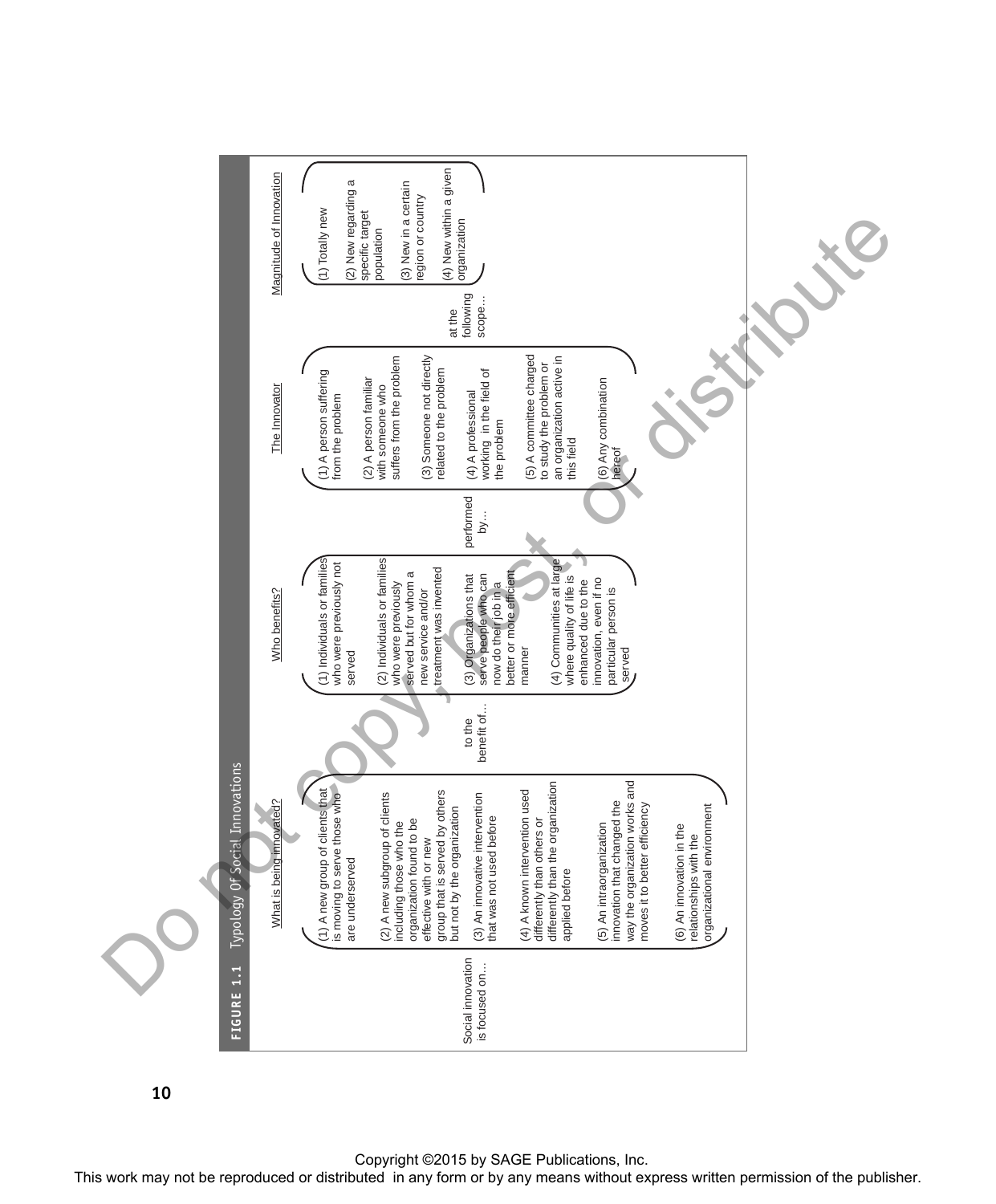**FIGURE 1.1** Typology Of Social Innovations

Social innovation is focused on...

**What is being innovated?**

(1) A new group of clients that is moving to serve those who are underserved

(2) A new subgroup of clients including those who the organization found to be effective with or new group that is served by others but not by the organization

(3) An innovative intervention that was not used before

(4) A known intervention used differently than others or differently than the organization applied before

(5) An intraorganization innovation that changed the way the organization works and moves it to better efficiency

(6) An innovation in the relationships with the organizational environment

to the benefit of...

**Who benefits?**

(1) Individuals or families who were previously not served

(2) Individuals or families who were previously served but for whom a new service and/or treatment was invented

(3) Organizations that serve people who can now do their job in a better or more efficient manner

(4) Communities at large where quality of life is enhanced due to the innovation, even if no particular person is served

performed by...

**The Innovator**

(1) A person suffering from the problem

(2) A person familiar with someone who suffers from the problem

(3) Someone not directly related to the problem

(4) A professional working in the field of the problem

(5) A committee charged to study the problem or an organization active in this field

(6) Any combination thereof

at the following scope...

**Magnitude of Innovation**

(1) Totally new

(2) New regarding a specific target population

(3) New in a certain region or country

(4) New within a given organization

Copyright ©2015 by SAGE Publications, Inc.
This work may not be reproduced or distributed in any form or by any means without express written permission of the publisher.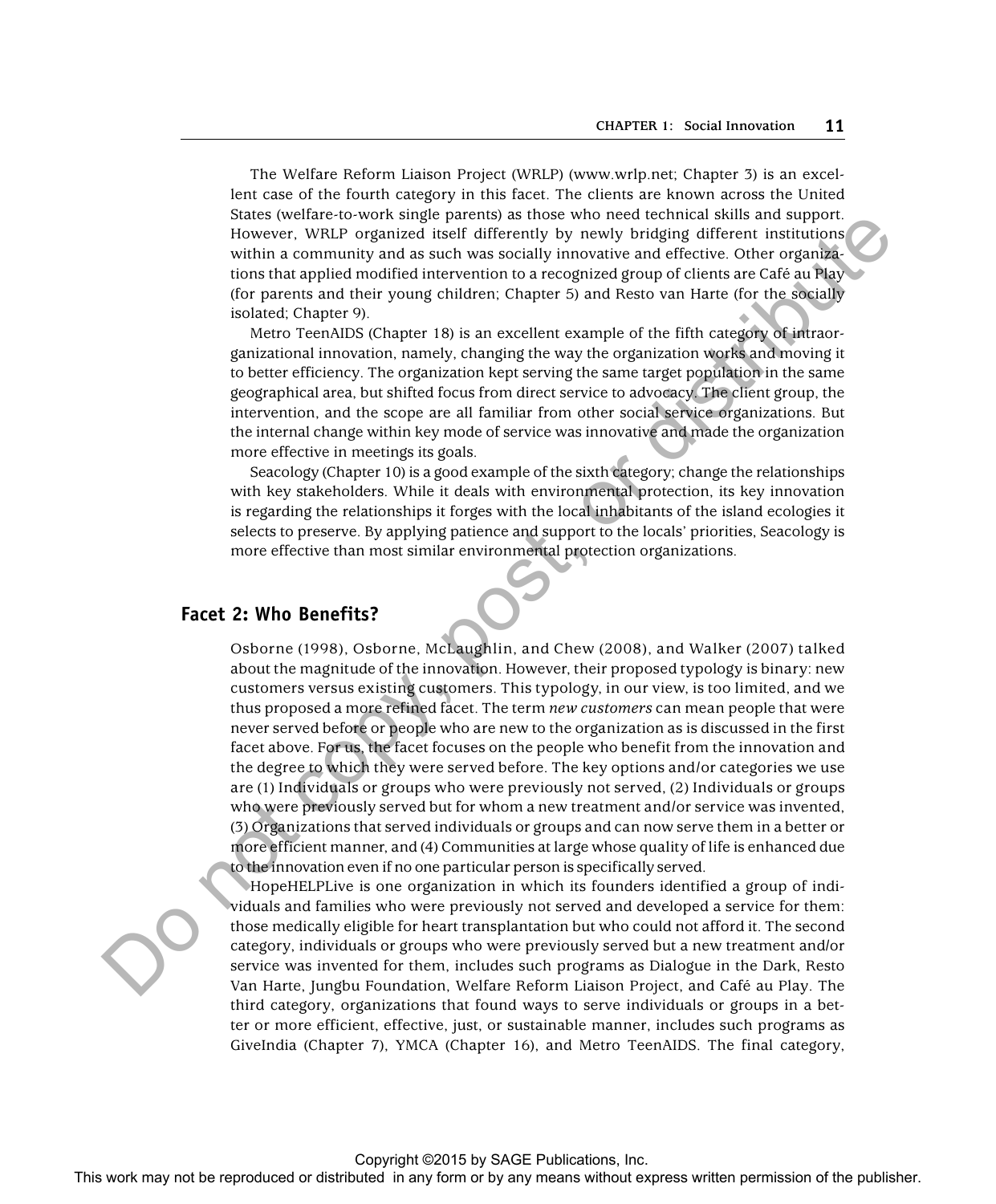The Welfare Reform Liaison Project (WRLP) (www.wrlp.net; Chapter 3) is an excellent case of the fourth category in this facet. The clients are known across the United States (welfare-to-work single parents) as those who need technical skills and support. However, WRLP organized itself differently by newly bridging different institutions within a community and as such was socially innovative and effective. Other organizations that applied modified intervention to a recognized group of clients are Café au Play (for parents and their young children; Chapter 5) and Resto van Harte (for the socially isolated; Chapter 9).

Metro TeenAIDS (Chapter 18) is an excellent example of the fifth category of intraorganizational innovation, namely, changing the way the organization works and moving it to better efficiency. The organization kept serving the same target population in the same geographical area, but shifted focus from direct service to advocacy. The client group, the intervention, and the scope are all familiar from other social service organizations. But the internal change within key mode of service was innovative and made the organization more effective in meetings its goals.

Seacology (Chapter 10) is a good example of the sixth category; change the relationships with key stakeholders. While it deals with environmental protection, its key innovation is regarding the relationships it forges with the local inhabitants of the island ecologies it selects to preserve. By applying patience and support to the locals' priorities, Seacology is more effective than most similar environmental protection organizations.

## Facet 2: Who Benefits?

Osborne (1998), Osborne, McLaughlin, and Chew (2008), and Walker (2007) talked about the magnitude of the innovation. However, their proposed typology is binary: new customers versus existing customers. This typology, in our view, is too limited, and we thus proposed a more refined facet. The term *new customers* can mean people that were never served before or people who are new to the organization as is discussed in the first facet above. For us, the facet focuses on the people who benefit from the innovation and the degree to which they were served before. The key options and/or categories we use are (1) Individuals or groups who were previously not served, (2) Individuals or groups who were previously served but for whom a new treatment and/or service was invented, (3) Organizations that served individuals or groups and can now serve them in a better or more efficient manner, and (4) Communities at large whose quality of life is enhanced due to the innovation even if no one particular person is specifically served.

HopeHELPLive is one organization in which its founders identified a group of individuals and families who were previously not served and developed a service for them: those medically eligible for heart transplantation but who could not afford it. The second category, individuals or groups who were previously served but a new treatment and/or service was invented for them, includes such programs as Dialogue in the Dark, Resto Van Harte, Jungbu Foundation, Welfare Reform Liaison Project, and Café au Play. The third category, organizations that found ways to serve individuals or groups in a better or more efficient, effective, just, or sustainable manner, includes such programs as GiveIndia (Chapter 7), YMCA (Chapter 16), and Metro TeenAIDS. The final category,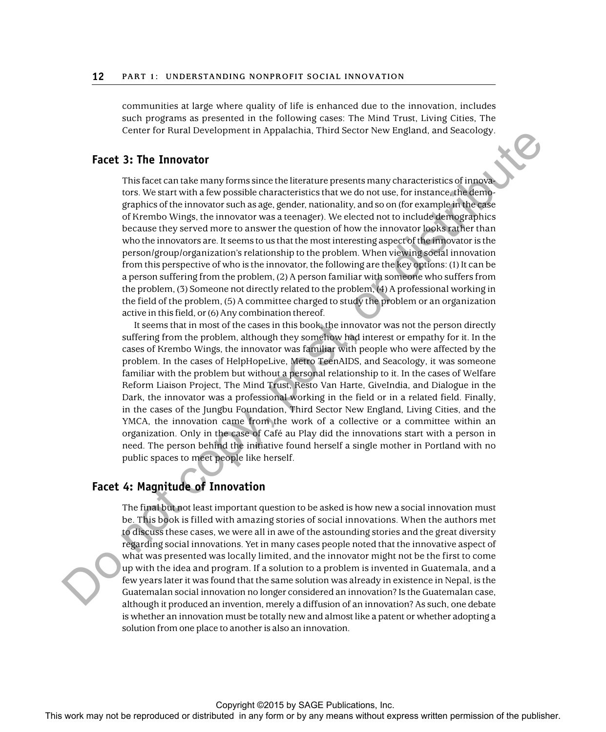communities at large where quality of life is enhanced due to the innovation, includes such programs as presented in the following cases: The Mind Trust, Living Cities, The Center for Rural Development in Appalachia, Third Sector New England, and Seacology.

## Facet 3: The Innovator

This facet can take many forms since the literature presents many characteristics of innovators. We start with a few possible characteristics that we do not use, for instance, the demographics of the innovator such as age, gender, nationality, and so on (for example in the case of Krembo Wings, the innovator was a teenager). We elected not to include demographics because they served more to answer the question of how the innovator looks rather than who the innovators are. It seems to us that the most interesting aspect of the innovator is the person/group/organization's relationship to the problem. When viewing social innovation from this perspective of who is the innovator, the following are the key options: (1) It can be a person suffering from the problem, (2) A person familiar with someone who suffers from the problem, (3) Someone not directly related to the problem, (4) A professional working in the field of the problem, (5) A committee charged to study the problem or an organization active in this field, or (6) Any combination thereof.

It seems that in most of the cases in this book, the innovator was not the person directly suffering from the problem, although they somehow had interest or empathy for it. In the cases of Krembo Wings, the innovator was familiar with people who were affected by the problem. In the cases of HelpHopeLive, Metro TeenAIDS, and Seacology, it was someone familiar with the problem but without a personal relationship to it. In the cases of Welfare Reform Liaison Project, The Mind Trust, Resto Van Harte, GiveIndia, and Dialogue in the Dark, the innovator was a professional working in the field or in a related field. Finally, in the cases of the Jungbu Foundation, Third Sector New England, Living Cities, and the YMCA, the innovation came from the work of a collective or a committee within an organization. Only in the case of Café au Play did the innovations start with a person in need. The person behind the initiative found herself a single mother in Portland with no public spaces to meet people like herself.

## Facet 4: Magnitude of Innovation

The final but not least important question to be asked is how new a social innovation must be. This book is filled with amazing stories of social innovations. When the authors met to discuss these cases, we were all in awe of the astounding stories and the great diversity regarding social innovations. Yet in many cases people noted that the innovative aspect of what was presented was locally limited, and the innovator might not be the first to come up with the idea and program. If a solution to a problem is invented in Guatemala, and a few years later it was found that the same solution was already in existence in Nepal, is the Guatemalan social innovation no longer considered an innovation? Is the Guatemalan case, although it produced an invention, merely a diffusion of an innovation? As such, one debate is whether an innovation must be totally new and almost like a patent or whether adopting a solution from one place to another is also an innovation.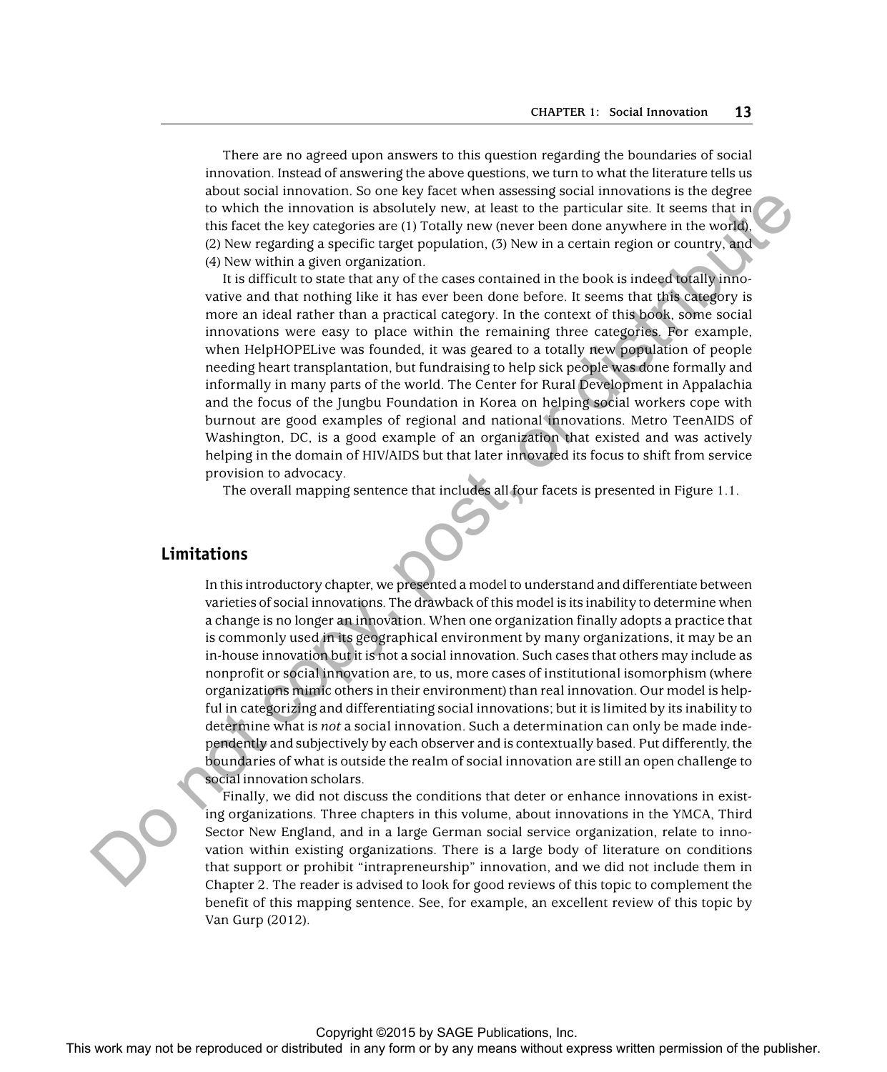There are no agreed upon answers to this question regarding the boundaries of social innovation. Instead of answering the above questions, we turn to what the literature tells us about social innovation. So one key facet when assessing social innovations is the degree to which the innovation is absolutely new, at least to the particular site. It seems that in this facet the key categories are (1) Totally new (never been done anywhere in the world), (2) New regarding a specific target population, (3) New in a certain region or country, and (4) New within a given organization.

It is difficult to state that any of the cases contained in the book is indeed totally innovative and that nothing like it has ever been done before. It seems that this category is more an ideal rather than a practical category. In the context of this book, some social innovations were easy to place within the remaining three categories. For example, when HelpHOPELive was founded, it was geared to a totally new population of people needing heart transplantation, but fundraising to help sick people was done formally and informally in many parts of the world. The Center for Rural Development in Appalachia and the focus of the Jungbu Foundation in Korea on helping social workers cope with burnout are good examples of regional and national innovations. Metro TeenAIDS of Washington, DC, is a good example of an organization that existed and was actively helping in the domain of HIV/AIDS but that later innovated its focus to shift from service provision to advocacy.

The overall mapping sentence that includes all four facets is presented in Figure 1.1.

## Limitations

In this introductory chapter, we presented a model to understand and differentiate between varieties of social innovations. The drawback of this model is its inability to determine when a change is no longer an innovation. When one organization finally adopts a practice that is commonly used in its geographical environment by many organizations, it may be an in-house innovation but it is not a social innovation. Such cases that others may include as nonprofit or social innovation are, to us, more cases of institutional isomorphism (where organizations mimic others in their environment) than real innovation. Our model is helpful in categorizing and differentiating social innovations; but it is limited by its inability to determine what is *not* a social innovation. Such a determination can only be made independently and subjectively by each observer and is contextually based. Put differently, the boundaries of what is outside the realm of social innovation are still an open challenge to social innovation scholars.

Finally, we did not discuss the conditions that deter or enhance innovations in existing organizations. Three chapters in this volume, about innovations in the YMCA, Third Sector New England, and in a large German social service organization, relate to innovation within existing organizations. There is a large body of literature on conditions that support or prohibit "intrapreneurship" innovation, and we did not include them in Chapter 2. The reader is advised to look for good reviews of this topic to complement the benefit of this mapping sentence. See, for example, an excellent review of this topic by Van Gurp (2012).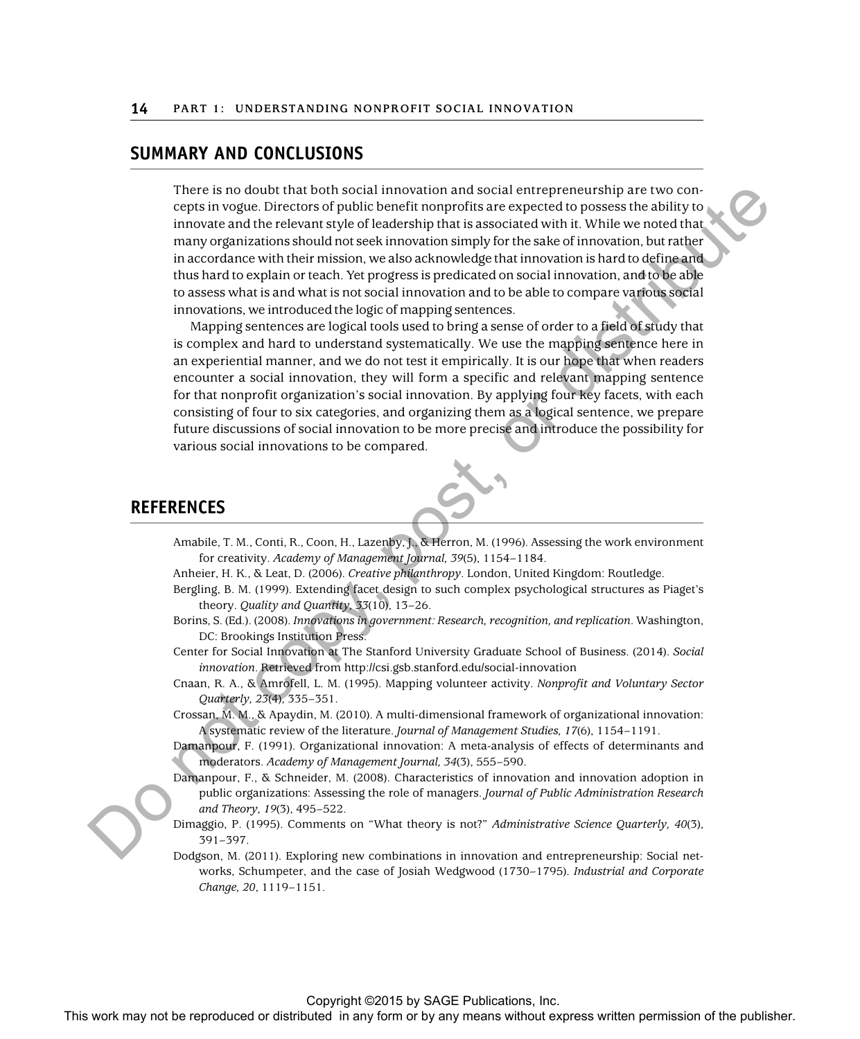## SUMMARY AND CONCLUSIONS

There is no doubt that both social innovation and social entrepreneurship are two concepts in vogue. Directors of public benefit nonprofits are expected to possess the ability to innovate and the relevant style of leadership that is associated with it. While we noted that many organizations should not seek innovation simply for the sake of innovation, but rather in accordance with their mission, we also acknowledge that innovation is hard to define and thus hard to explain or teach. Yet progress is predicated on social innovation, and to be able to assess what is and what is not social innovation and to be able to compare various social innovations, we introduced the logic of mapping sentences.

Mapping sentences are logical tools used to bring a sense of order to a field of study that is complex and hard to understand systematically. We use the mapping sentence here in an experiential manner, and we do not test it empirically. It is our hope that when readers encounter a social innovation, they will form a specific and relevant mapping sentence for that nonprofit organization's social innovation. By applying four key facets, with each consisting of four to six categories, and organizing them as a logical sentence, we prepare future discussions of social innovation to be more precise and introduce the possibility for various social innovations to be compared.

## REFERENCES

Amabile, T. M., Conti, R., Coon, H., Lazenby, J., & Herron, M. (1996). Assessing the work environment for creativity. *Academy of Management Journal, 39*(5), 1154–1184.

Anheier, H. K., & Leat, D. (2006). *Creative philanthropy*. London, United Kingdom: Routledge.

Bergling, B. M. (1999). Extending facet design to such complex psychological structures as Piaget's theory. *Quality and Quantity, 33*(10), 13–26.

Borins, S. (Ed.). (2008). *Innovations in government: Research, recognition, and replication*. Washington, DC: Brookings Institution Press.

Center for Social Innovation at The Stanford University Graduate School of Business. (2014). *Social innovation*. Retrieved from http://csi.gsb.stanford.edu/social-innovation

Cnaan, R. A., & Amrofell, L. M. (1995). Mapping volunteer activity. *Nonprofit and Voluntary Sector Quarterly, 23*(4), 335–351.

Crossan, M. M., & Apaydin, M. (2010). A multi-dimensional framework of organizational innovation: A systematic review of the literature. *Journal of Management Studies, 17*(6), 1154–1191.

Damanpour, F. (1991). Organizational innovation: A meta-analysis of effects of determinants and moderators. *Academy of Management Journal, 34*(3), 555–590.

Damanpour, F., & Schneider, M. (2008). Characteristics of innovation and innovation adoption in public organizations: Assessing the role of managers. *Journal of Public Administration Research and Theory, 19*(3), 495–522.

Dimaggio, P. (1995). Comments on "What theory is not?" *Administrative Science Quarterly, 40*(3), 391–397.

Dodgson, M. (2011). Exploring new combinations in innovation and entrepreneurship: Social networks, Schumpeter, and the case of Josiah Wedgwood (1730–1795). *Industrial and Corporate Change, 20*, 1119–1151.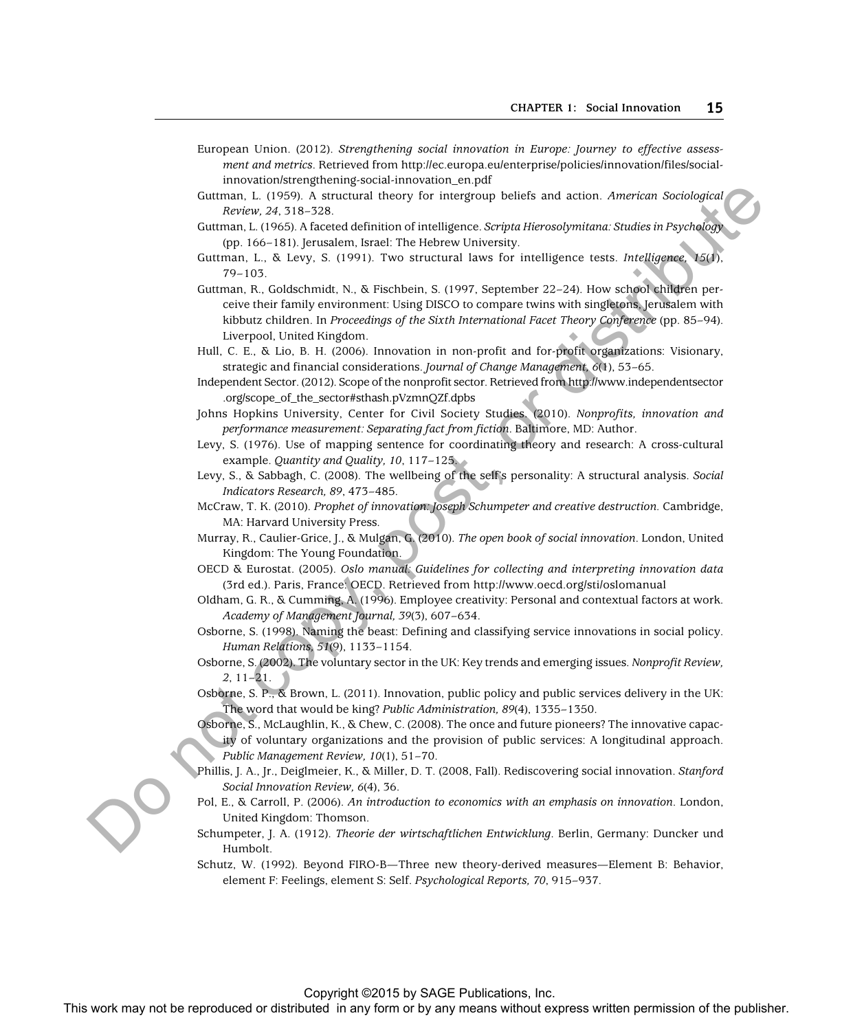European Union. (2012). *Strengthening social innovation in Europe: Journey to effective assessment and metrics*. Retrieved from http://ec.europa.eu/enterprise/policies/innovation/files/social-innovation/strengthening-social-innovation_en.pdf

Guttman, L. (1959). A structural theory for intergroup beliefs and action. *American Sociological Review, 24*, 318–328.

Guttman, L. (1965). A faceted definition of intelligence. *Scripta Hierosolymitana: Studies in Psychology* (pp. 166–181). Jerusalem, Israel: The Hebrew University.

Guttman, L., & Levy, S. (1991). Two structural laws for intelligence tests. *Intelligence, 15*(1), 79–103.

Guttman, R., Goldschmidt, N., & Fischbein, S. (1997, September 22–24). How school children perceive their family environment: Using DISCO to compare twins with singletons, Jerusalem with kibbutz children. In *Proceedings of the Sixth International Facet Theory Conference* (pp. 85–94). Liverpool, United Kingdom.

Hull, C. E., & Lio, B. H. (2006). Innovation in non-profit and for-profit organizations: Visionary, strategic and financial considerations. *Journal of Change Management, 6*(1), 53–65.

Independent Sector. (2012). Scope of the nonprofit sector. Retrieved from http://www.independentsector.org/scope_of_the_sector#sthash.pVzmnQZf.dpbs

Johns Hopkins University, Center for Civil Society Studies. (2010). *Nonprofits, innovation and performance measurement: Separating fact from fiction*. Baltimore, MD: Author.

Levy, S. (1976). Use of mapping sentence for coordinating theory and research: A cross-cultural example. *Quantity and Quality, 10*, 117–125.

Levy, S., & Sabbagh, C. (2008). The wellbeing of the self's personality: A structural analysis. *Social Indicators Research, 89*, 473–485.

McCraw, T. K. (2010). *Prophet of innovation: Joseph Schumpeter and creative destruction*. Cambridge, MA: Harvard University Press.

Murray, R., Caulier-Grice, J., & Mulgan, G. (2010). *The open book of social innovation*. London, United Kingdom: The Young Foundation.

OECD & Eurostat. (2005). *Oslo manual: Guidelines for collecting and interpreting innovation data* (3rd ed.). Paris, France: OECD. Retrieved from http://www.oecd.org/sti/oslomanual

Oldham, G. R., & Cumming, A. (1996). Employee creativity: Personal and contextual factors at work. *Academy of Management Journal, 39*(3), 607–634.

Osborne, S. (1998). Naming the beast: Defining and classifying service innovations in social policy. *Human Relations, 51*(9), 1133–1154.

Osborne, S. (2002). The voluntary sector in the UK: Key trends and emerging issues. *Nonprofit Review, 2*, 11–21.

Osborne, S. P., & Brown, L. (2011). Innovation, public policy and public services delivery in the UK: The word that would be king? *Public Administration, 89*(4), 1335–1350.

Osborne, S., McLaughlin, K., & Chew, C. (2008). The once and future pioneers? The innovative capacity of voluntary organizations and the provision of public services: A longitudinal approach. *Public Management Review, 10*(1), 51–70.

Phillis, J. A., Jr., Deiglmeier, K., & Miller, D. T. (2008, Fall). Rediscovering social innovation. *Stanford Social Innovation Review, 6*(4), 36.

Pol, E., & Carroll, P. (2006). *An introduction to economics with an emphasis on innovation*. London, United Kingdom: Thomson.

Schumpeter, J. A. (1912). *Theorie der wirtschaftlichen Entwicklung*. Berlin, Germany: Duncker und Humbolt.

Schutz, W. (1992). Beyond FIRO-B—Three new theory-derived measures—Element B: Behavior, element F: Feelings, element S: Self. *Psychological Reports, 70*, 915–937.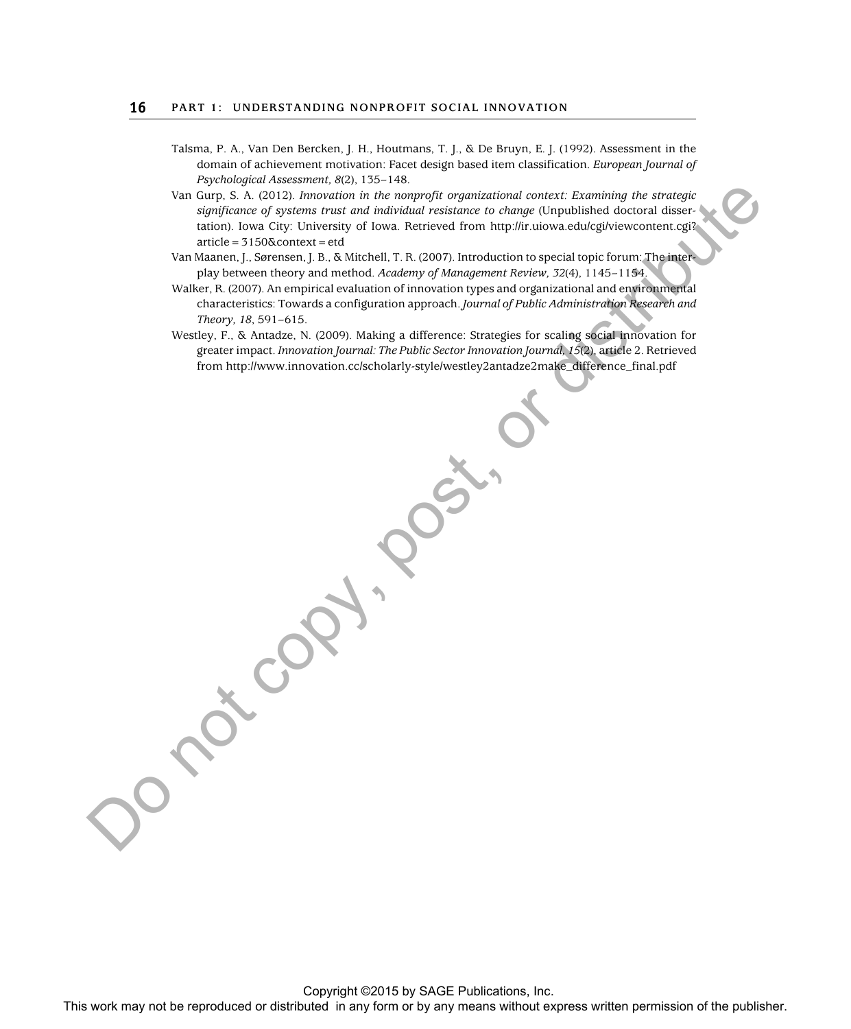Talsma, P. A., Van Den Bercken, J. H., Houtmans, T. J., & De Bruyn, E. J. (1992). Assessment in the domain of achievement motivation: Facet design based item classification. *European Journal of Psychological Assessment, 8*(2), 135–148.

Van Gurp, S. A. (2012). *Innovation in the nonprofit organizational context: Examining the strategic significance of systems trust and individual resistance to change* (Unpublished doctoral dissertation). Iowa City: University of Iowa. Retrieved from http://ir.uiowa.edu/cgi/viewcontent.cgi?article = 3150&context = etd

Van Maanen, J., Sørensen, J. B., & Mitchell, T. R. (2007). Introduction to special topic forum: The interplay between theory and method. *Academy of Management Review, 32*(4), 1145–1154.

Walker, R. (2007). An empirical evaluation of innovation types and organizational and environmental characteristics: Towards a configuration approach. *Journal of Public Administration Research and Theory, 18*, 591–615.

Westley, F., & Antadze, N. (2009). Making a difference: Strategies for scaling social innovation for greater impact. *Innovation Journal: The Public Sector Innovation Journal, 15*(2), article 2. Retrieved from http://www.innovation.cc/scholarly-style/westley2antadze2make_difference_final.pdf